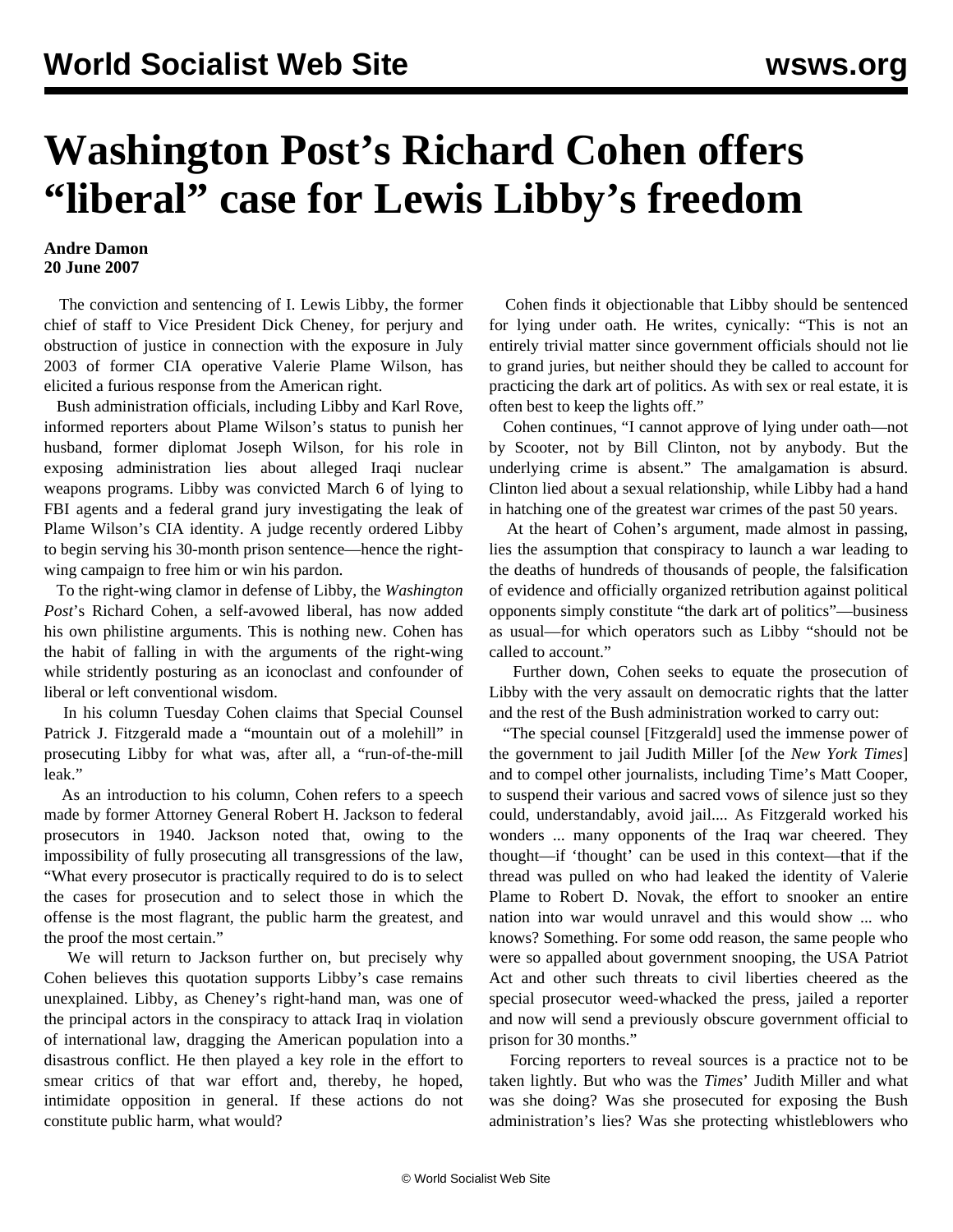# Washington Post's Richard Cohen offers "liberal" case for Lewis Libby's freedom

**Andre Damon**
**20 June 2007**

The conviction and sentencing of I. Lewis Libby, the former chief of staff to Vice President Dick Cheney, for perjury and obstruction of justice in connection with the exposure in July 2003 of former CIA operative Valerie Plame Wilson, has elicited a furious response from the American right.

Bush administration officials, including Libby and Karl Rove, informed reporters about Plame Wilson's status to punish her husband, former diplomat Joseph Wilson, for his role in exposing administration lies about alleged Iraqi nuclear weapons programs. Libby was convicted March 6 of lying to FBI agents and a federal grand jury investigating the leak of Plame Wilson's CIA identity. A judge recently ordered Libby to begin serving his 30-month prison sentence—hence the right-wing campaign to free him or win his pardon.

To the right-wing clamor in defense of Libby, the *Washington Post*'s Richard Cohen, a self-avowed liberal, has now added his own philistine arguments. This is nothing new. Cohen has the habit of falling in with the arguments of the right-wing while stridently posturing as an iconoclast and confounder of liberal or left conventional wisdom.

In his column Tuesday Cohen claims that Special Counsel Patrick J. Fitzgerald made a "mountain out of a molehill" in prosecuting Libby for what was, after all, a "run-of-the-mill leak."

As an introduction to his column, Cohen refers to a speech made by former Attorney General Robert H. Jackson to federal prosecutors in 1940. Jackson noted that, owing to the impossibility of fully prosecuting all transgressions of the law, "What every prosecutor is practically required to do is to select the cases for prosecution and to select those in which the offense is the most flagrant, the public harm the greatest, and the proof the most certain."

We will return to Jackson further on, but precisely why Cohen believes this quotation supports Libby's case remains unexplained. Libby, as Cheney's right-hand man, was one of the principal actors in the conspiracy to attack Iraq in violation of international law, dragging the American population into a disastrous conflict. He then played a key role in the effort to smear critics of that war effort and, thereby, he hoped, intimidate opposition in general. If these actions do not constitute public harm, what would?

Cohen finds it objectionable that Libby should be sentenced for lying under oath. He writes, cynically: "This is not an entirely trivial matter since government officials should not lie to grand juries, but neither should they be called to account for practicing the dark art of politics. As with sex or real estate, it is often best to keep the lights off."

Cohen continues, "I cannot approve of lying under oath—not by Scooter, not by Bill Clinton, not by anybody. But the underlying crime is absent." The amalgamation is absurd. Clinton lied about a sexual relationship, while Libby had a hand in hatching one of the greatest war crimes of the past 50 years.

At the heart of Cohen's argument, made almost in passing, lies the assumption that conspiracy to launch a war leading to the deaths of hundreds of thousands of people, the falsification of evidence and officially organized retribution against political opponents simply constitute "the dark art of politics"—business as usual—for which operators such as Libby "should not be called to account."

Further down, Cohen seeks to equate the prosecution of Libby with the very assault on democratic rights that the latter and the rest of the Bush administration worked to carry out:

"The special counsel [Fitzgerald] used the immense power of the government to jail Judith Miller [of the *New York Times*] and to compel other journalists, including Time's Matt Cooper, to suspend their various and sacred vows of silence just so they could, understandably, avoid jail.... As Fitzgerald worked his wonders ... many opponents of the Iraq war cheered. They thought—if 'thought' can be used in this context—that if the thread was pulled on who had leaked the identity of Valerie Plame to Robert D. Novak, the effort to snooker an entire nation into war would unravel and this would show ... who knows? Something. For some odd reason, the same people who were so appalled about government snooping, the USA Patriot Act and other such threats to civil liberties cheered as the special prosecutor weed-whacked the press, jailed a reporter and now will send a previously obscure government official to prison for 30 months."

Forcing reporters to reveal sources is a practice not to be taken lightly. But who was the *Times*' Judith Miller and what was she doing? Was she prosecuted for exposing the Bush administration's lies? Was she protecting whistleblowers who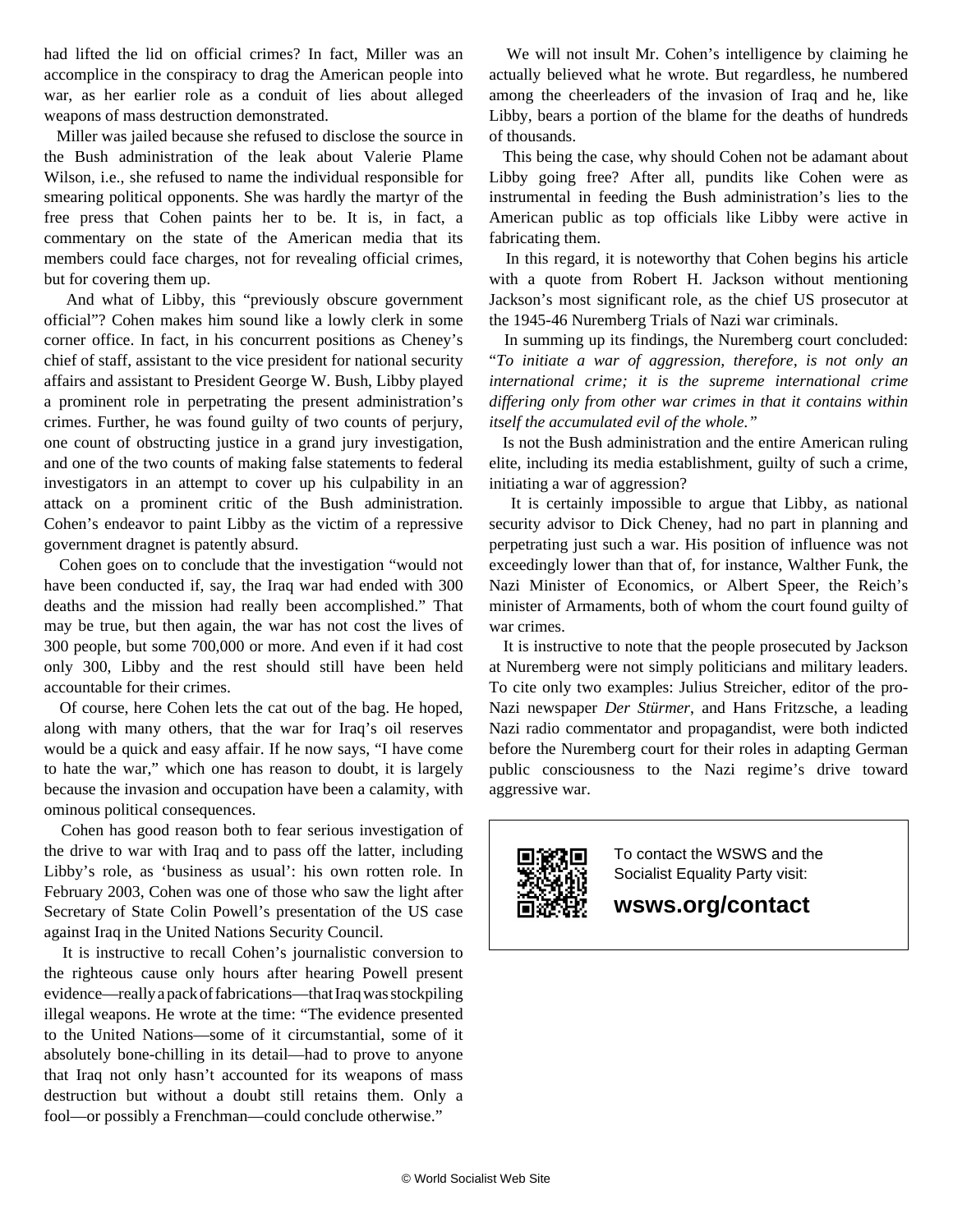had lifted the lid on official crimes? In fact, Miller was an accomplice in the conspiracy to drag the American people into war, as her earlier role as a conduit of lies about alleged weapons of mass destruction demonstrated.

Miller was jailed because she refused to disclose the source in the Bush administration of the leak about Valerie Plame Wilson, i.e., she refused to name the individual responsible for smearing political opponents. She was hardly the martyr of the free press that Cohen paints her to be. It is, in fact, a commentary on the state of the American media that its members could face charges, not for revealing official crimes, but for covering them up.

And what of Libby, this "previously obscure government official"? Cohen makes him sound like a lowly clerk in some corner office. In fact, in his concurrent positions as Cheney's chief of staff, assistant to the vice president for national security affairs and assistant to President George W. Bush, Libby played a prominent role in perpetrating the present administration's crimes. Further, he was found guilty of two counts of perjury, one count of obstructing justice in a grand jury investigation, and one of the two counts of making false statements to federal investigators in an attempt to cover up his culpability in an attack on a prominent critic of the Bush administration. Cohen's endeavor to paint Libby as the victim of a repressive government dragnet is patently absurd.

Cohen goes on to conclude that the investigation "would not have been conducted if, say, the Iraq war had ended with 300 deaths and the mission had really been accomplished." That may be true, but then again, the war has not cost the lives of 300 people, but some 700,000 or more. And even if it had cost only 300, Libby and the rest should still have been held accountable for their crimes.

Of course, here Cohen lets the cat out of the bag. He hoped, along with many others, that the war for Iraq's oil reserves would be a quick and easy affair. If he now says, "I have come to hate the war," which one has reason to doubt, it is largely because the invasion and occupation have been a calamity, with ominous political consequences.

Cohen has good reason both to fear serious investigation of the drive to war with Iraq and to pass off the latter, including Libby's role, as 'business as usual': his own rotten role. In February 2003, Cohen was one of those who saw the light after Secretary of State Colin Powell's presentation of the US case against Iraq in the United Nations Security Council.

It is instructive to recall Cohen's journalistic conversion to the righteous cause only hours after hearing Powell present evidence—really a pack of fabrications—that Iraq was stockpiling illegal weapons. He wrote at the time: "The evidence presented to the United Nations—some of it circumstantial, some of it absolutely bone-chilling in its detail—had to prove to anyone that Iraq not only hasn't accounted for its weapons of mass destruction but without a doubt still retains them. Only a fool—or possibly a Frenchman—could conclude otherwise."

We will not insult Mr. Cohen's intelligence by claiming he actually believed what he wrote. But regardless, he numbered among the cheerleaders of the invasion of Iraq and he, like Libby, bears a portion of the blame for the deaths of hundreds of thousands.

This being the case, why should Cohen not be adamant about Libby going free? After all, pundits like Cohen were as instrumental in feeding the Bush administration's lies to the American public as top officials like Libby were active in fabricating them.

In this regard, it is noteworthy that Cohen begins his article with a quote from Robert H. Jackson without mentioning Jackson's most significant role, as the chief US prosecutor at the 1945-46 Nuremberg Trials of Nazi war criminals.

In summing up its findings, the Nuremberg court concluded: "*To initiate a war of aggression, therefore, is not only an international crime; it is the supreme international crime differing only from other war crimes in that it contains within itself the accumulated evil of the whole."*

Is not the Bush administration and the entire American ruling elite, including its media establishment, guilty of such a crime, initiating a war of aggression?

It is certainly impossible to argue that Libby, as national security advisor to Dick Cheney, had no part in planning and perpetrating just such a war. His position of influence was not exceedingly lower than that of, for instance, Walther Funk, the Nazi Minister of Economics, or Albert Speer, the Reich's minister of Armaments, both of whom the court found guilty of war crimes.

It is instructive to note that the people prosecuted by Jackson at Nuremberg were not simply politicians and military leaders. To cite only two examples: Julius Streicher, editor of the pro-Nazi newspaper *Der Stürmer*, and Hans Fritzsche, a leading Nazi radio commentator and propagandist, were both indicted before the Nuremberg court for their roles in adapting German public consciousness to the Nazi regime's drive toward aggressive war.

To contact the WSWS and the Socialist Equality Party visit:

**wsws.org/contact**